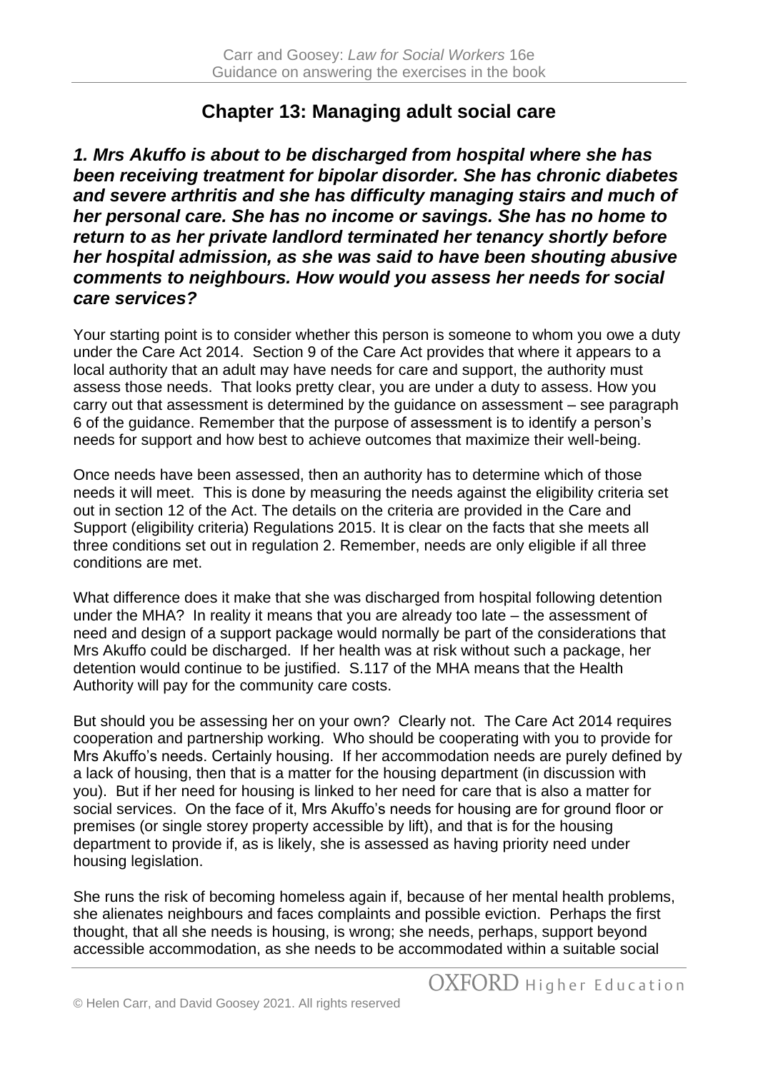## Chapter 13: Managing adult social care

***1. Mrs Akuffo is about to be discharged from hospital where she has been receiving treatment for bipolar disorder. She has chronic diabetes and severe arthritis and she has difficulty managing stairs and much of her personal care. She has no income or savings. She has no home to return to as her private landlord terminated her tenancy shortly before her hospital admission, as she was said to have been shouting abusive comments to neighbours. How would you assess her needs for social care services?***

Your starting point is to consider whether this person is someone to whom you owe a duty under the Care Act 2014. Section 9 of the Care Act provides that where it appears to a local authority that an adult may have needs for care and support, the authority must assess those needs. That looks pretty clear, you are under a duty to assess. How you carry out that assessment is determined by the guidance on assessment – see paragraph 6 of the guidance. Remember that the purpose of assessment is to identify a person's needs for support and how best to achieve outcomes that maximize their well-being.

Once needs have been assessed, then an authority has to determine which of those needs it will meet. This is done by measuring the needs against the eligibility criteria set out in section 12 of the Act. The details on the criteria are provided in the Care and Support (eligibility criteria) Regulations 2015. It is clear on the facts that she meets all three conditions set out in regulation 2. Remember, needs are only eligible if all three conditions are met.

What difference does it make that she was discharged from hospital following detention under the MHA? In reality it means that you are already too late – the assessment of need and design of a support package would normally be part of the considerations that Mrs Akuffo could be discharged. If her health was at risk without such a package, her detention would continue to be justified. S.117 of the MHA means that the Health Authority will pay for the community care costs.

But should you be assessing her on your own? Clearly not. The Care Act 2014 requires cooperation and partnership working. Who should be cooperating with you to provide for Mrs Akuffo's needs. Certainly housing. If her accommodation needs are purely defined by a lack of housing, then that is a matter for the housing department (in discussion with you). But if her need for housing is linked to her need for care that is also a matter for social services. On the face of it, Mrs Akuffo's needs for housing are for ground floor or premises (or single storey property accessible by lift), and that is for the housing department to provide if, as is likely, she is assessed as having priority need under housing legislation.

She runs the risk of becoming homeless again if, because of her mental health problems, she alienates neighbours and faces complaints and possible eviction. Perhaps the first thought, that all she needs is housing, is wrong; she needs, perhaps, support beyond accessible accommodation, as she needs to be accommodated within a suitable social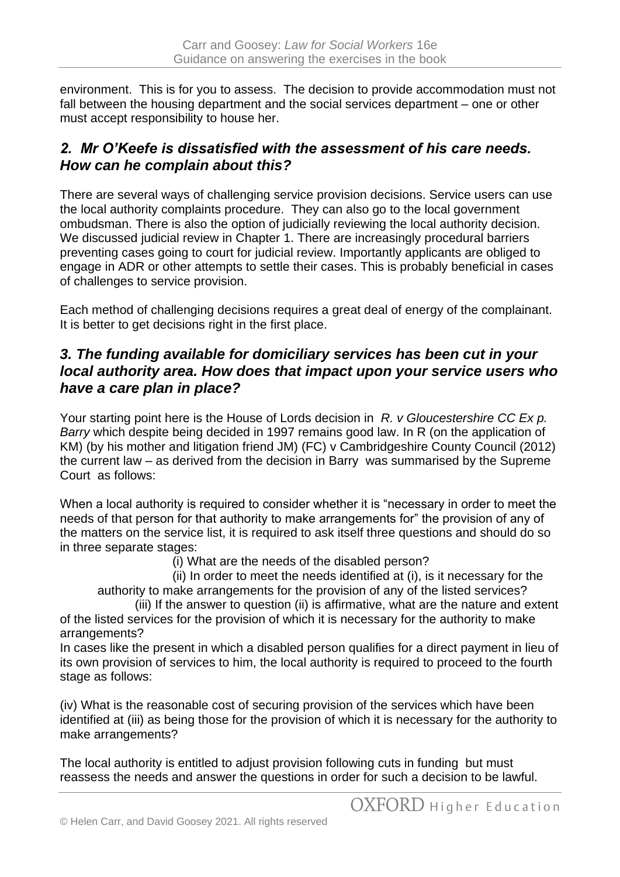environment. This is for you to assess. The decision to provide accommodation must not fall between the housing department and the social services department – one or other must accept responsibility to house her.

## *2. Mr O'Keefe is dissatisfied with the assessment of his care needs. How can he complain about this?*

There are several ways of challenging service provision decisions. Service users can use the local authority complaints procedure. They can also go to the local government ombudsman. There is also the option of judicially reviewing the local authority decision. We discussed judicial review in Chapter 1. There are increasingly procedural barriers preventing cases going to court for judicial review. Importantly applicants are obliged to engage in ADR or other attempts to settle their cases. This is probably beneficial in cases of challenges to service provision.

Each method of challenging decisions requires a great deal of energy of the complainant. It is better to get decisions right in the first place.

## *3. The funding available for domiciliary services has been cut in your local authority area. How does that impact upon your service users who have a care plan in place?*

Your starting point here is the House of Lords decision in *R. v Gloucestershire CC Ex p. Barry* which despite being decided in 1997 remains good law. In R (on the application of KM) (by his mother and litigation friend JM) (FC) v Cambridgeshire County Council (2012) the current law – as derived from the decision in Barry was summarised by the Supreme Court as follows:

When a local authority is required to consider whether it is "necessary in order to meet the needs of that person for that authority to make arrangements for" the provision of any of the matters on the service list, it is required to ask itself three questions and should do so in three separate stages:

(i) What are the needs of the disabled person?

(ii) In order to meet the needs identified at (i), is it necessary for the authority to make arrangements for the provision of any of the listed services?

(iii) If the answer to question (ii) is affirmative, what are the nature and extent of the listed services for the provision of which it is necessary for the authority to make arrangements?

In cases like the present in which a disabled person qualifies for a direct payment in lieu of its own provision of services to him, the local authority is required to proceed to the fourth stage as follows:

(iv) What is the reasonable cost of securing provision of the services which have been identified at (iii) as being those for the provision of which it is necessary for the authority to make arrangements?

The local authority is entitled to adjust provision following cuts in funding but must reassess the needs and answer the questions in order for such a decision to be lawful.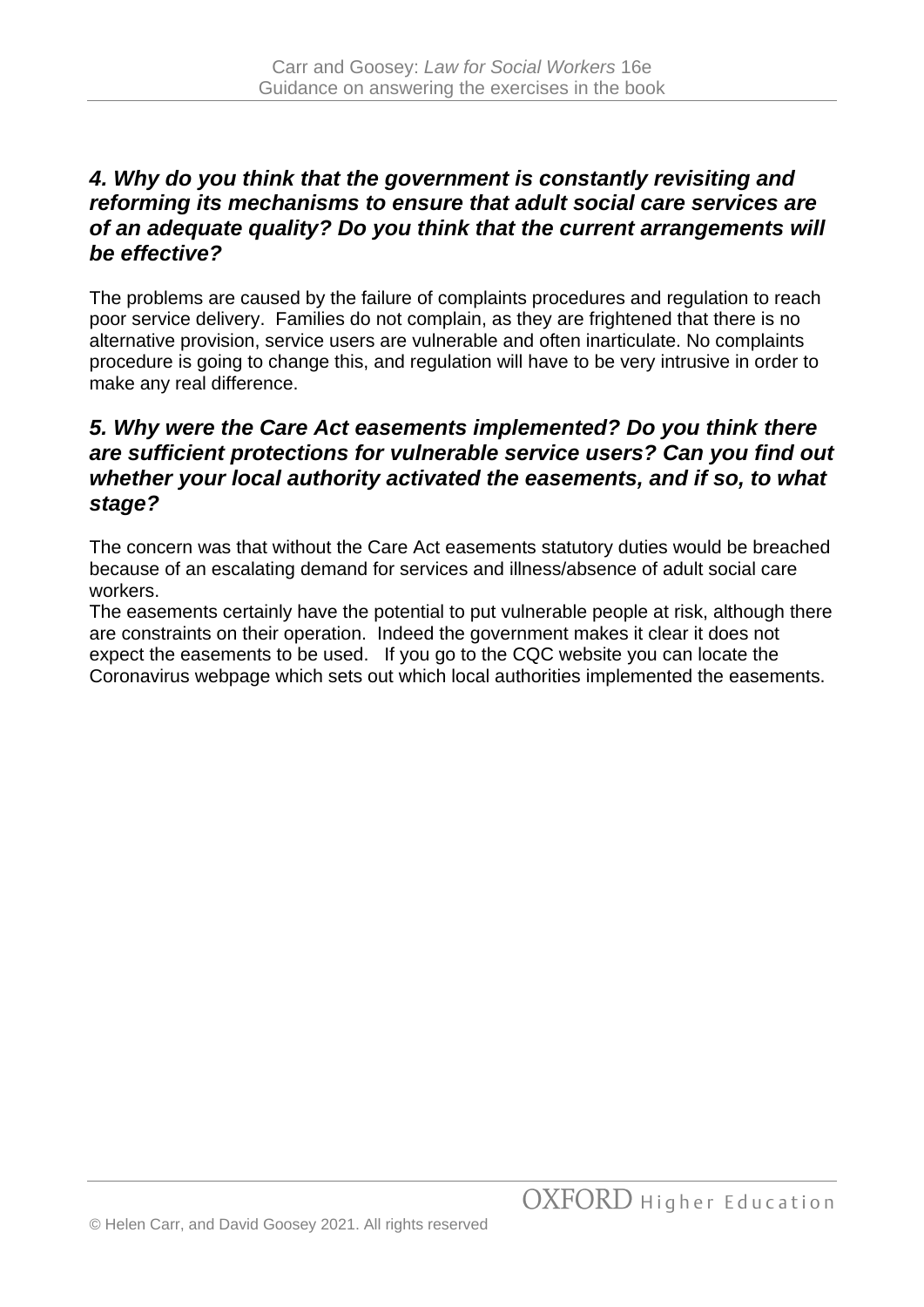### *4. Why do you think that the government is constantly revisiting and reforming its mechanisms to ensure that adult social care services are of an adequate quality? Do you think that the current arrangements will be effective?*

The problems are caused by the failure of complaints procedures and regulation to reach poor service delivery. Families do not complain, as they are frightened that there is no alternative provision, service users are vulnerable and often inarticulate. No complaints procedure is going to change this, and regulation will have to be very intrusive in order to make any real difference.

### *5. Why were the Care Act easements implemented? Do you think there are sufficient protections for vulnerable service users? Can you find out whether your local authority activated the easements, and if so, to what stage?*

The concern was that without the Care Act easements statutory duties would be breached because of an escalating demand for services and illness/absence of adult social care workers.

The easements certainly have the potential to put vulnerable people at risk, although there are constraints on their operation. Indeed the government makes it clear it does not expect the easements to be used. If you go to the CQC website you can locate the Coronavirus webpage which sets out which local authorities implemented the easements.